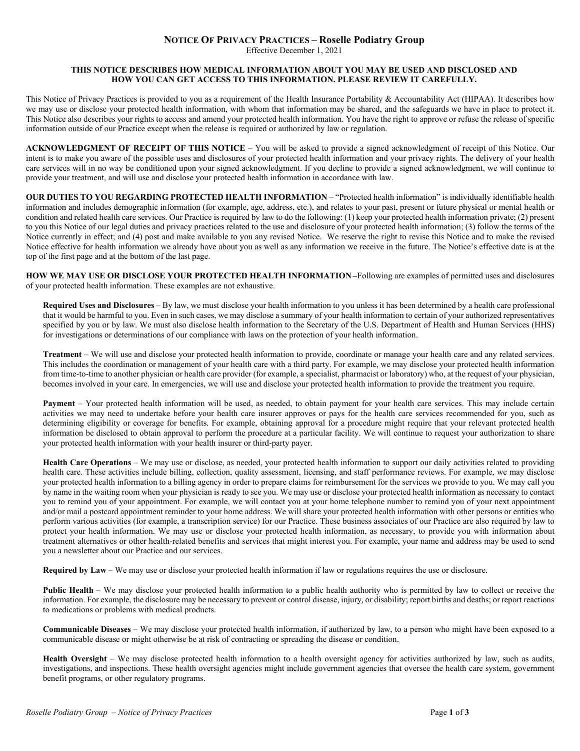# Notice Of Privacy Practices – Roselle Podiatry Group

Effective December 1, 2021

**THIS NOTICE DESCRIBES HOW MEDICAL INFORMATION ABOUT YOU MAY BE USED AND DISCLOSED AND HOW YOU CAN GET ACCESS TO THIS INFORMATION. PLEASE REVIEW IT CAREFULLY.**

This Notice of Privacy Practices is provided to you as a requirement of the Health Insurance Portability & Accountability Act (HIPAA). It describes how we may use or disclose your protected health information, with whom that information may be shared, and the safeguards we have in place to protect it. This Notice also describes your rights to access and amend your protected health information. You have the right to approve or refuse the release of specific information outside of our Practice except when the release is required or authorized by law or regulation.

**ACKNOWLEDGMENT OF RECEIPT OF THIS NOTICE** – You will be asked to provide a signed acknowledgment of receipt of this Notice. Our intent is to make you aware of the possible uses and disclosures of your protected health information and your privacy rights. The delivery of your health care services will in no way be conditioned upon your signed acknowledgment. If you decline to provide a signed acknowledgment, we will continue to provide your treatment, and will use and disclose your protected health information in accordance with law.

**OUR DUTIES TO YOU REGARDING PROTECTED HEALTH INFORMATION** – "Protected health information" is individually identifiable health information and includes demographic information (for example, age, address, etc.), and relates to your past, present or future physical or mental health or condition and related health care services. Our Practice is required by law to do the following: (1) keep your protected health information private; (2) present to you this Notice of our legal duties and privacy practices related to the use and disclosure of your protected health information; (3) follow the terms of the Notice currently in effect; and (4) post and make available to you any revised Notice. We reserve the right to revise this Notice and to make the revised Notice effective for health information we already have about you as well as any information we receive in the future. The Notice's effective date is at the top of the first page and at the bottom of the last page.

**HOW WE MAY USE OR DISCLOSE YOUR PROTECTED HEALTH INFORMATION** –Following are examples of permitted uses and disclosures of your protected health information. These examples are not exhaustive.

**Required Uses and Disclosures** – By law, we must disclose your health information to you unless it has been determined by a health care professional that it would be harmful to you. Even in such cases, we may disclose a summary of your health information to certain of your authorized representatives specified by you or by law. We must also disclose health information to the Secretary of the U.S. Department of Health and Human Services (HHS) for investigations or determinations of our compliance with laws on the protection of your health information.

**Treatment** – We will use and disclose your protected health information to provide, coordinate or manage your health care and any related services. This includes the coordination or management of your health care with a third party. For example, we may disclose your protected health information from time-to-time to another physician or health care provider (for example, a specialist, pharmacist or laboratory) who, at the request of your physician, becomes involved in your care. In emergencies, we will use and disclose your protected health information to provide the treatment you require.

**Payment** – Your protected health information will be used, as needed, to obtain payment for your health care services. This may include certain activities we may need to undertake before your health care insurer approves or pays for the health care services recommended for you, such as determining eligibility or coverage for benefits. For example, obtaining approval for a procedure might require that your relevant protected health information be disclosed to obtain approval to perform the procedure at a particular facility. We will continue to request your authorization to share your protected health information with your health insurer or third-party payer.

**Health Care Operations** – We may use or disclose, as needed, your protected health information to support our daily activities related to providing health care. These activities include billing, collection, quality assessment, licensing, and staff performance reviews. For example, we may disclose your protected health information to a billing agency in order to prepare claims for reimbursement for the services we provide to you. We may call you by name in the waiting room when your physician is ready to see you. We may use or disclose your protected health information as necessary to contact you to remind you of your appointment. For example, we will contact you at your home telephone number to remind you of your next appointment and/or mail a postcard appointment reminder to your home address. We will share your protected health information with other persons or entities who perform various activities (for example, a transcription service) for our Practice. These business associates of our Practice are also required by law to protect your health information. We may use or disclose your protected health information, as necessary, to provide you with information about treatment alternatives or other health-related benefits and services that might interest you. For example, your name and address may be used to send you a newsletter about our Practice and our services.

**Required by Law** – We may use or disclose your protected health information if law or regulations requires the use or disclosure.

**Public Health** – We may disclose your protected health information to a public health authority who is permitted by law to collect or receive the information. For example, the disclosure may be necessary to prevent or control disease, injury, or disability; report births and deaths; or report reactions to medications or problems with medical products.

**Communicable Diseases** – We may disclose your protected health information, if authorized by law, to a person who might have been exposed to a communicable disease or might otherwise be at risk of contracting or spreading the disease or condition.

**Health Oversight** – We may disclose protected health information to a health oversight agency for activities authorized by law, such as audits, investigations, and inspections. These health oversight agencies might include government agencies that oversee the health care system, government benefit programs, or other regulatory programs.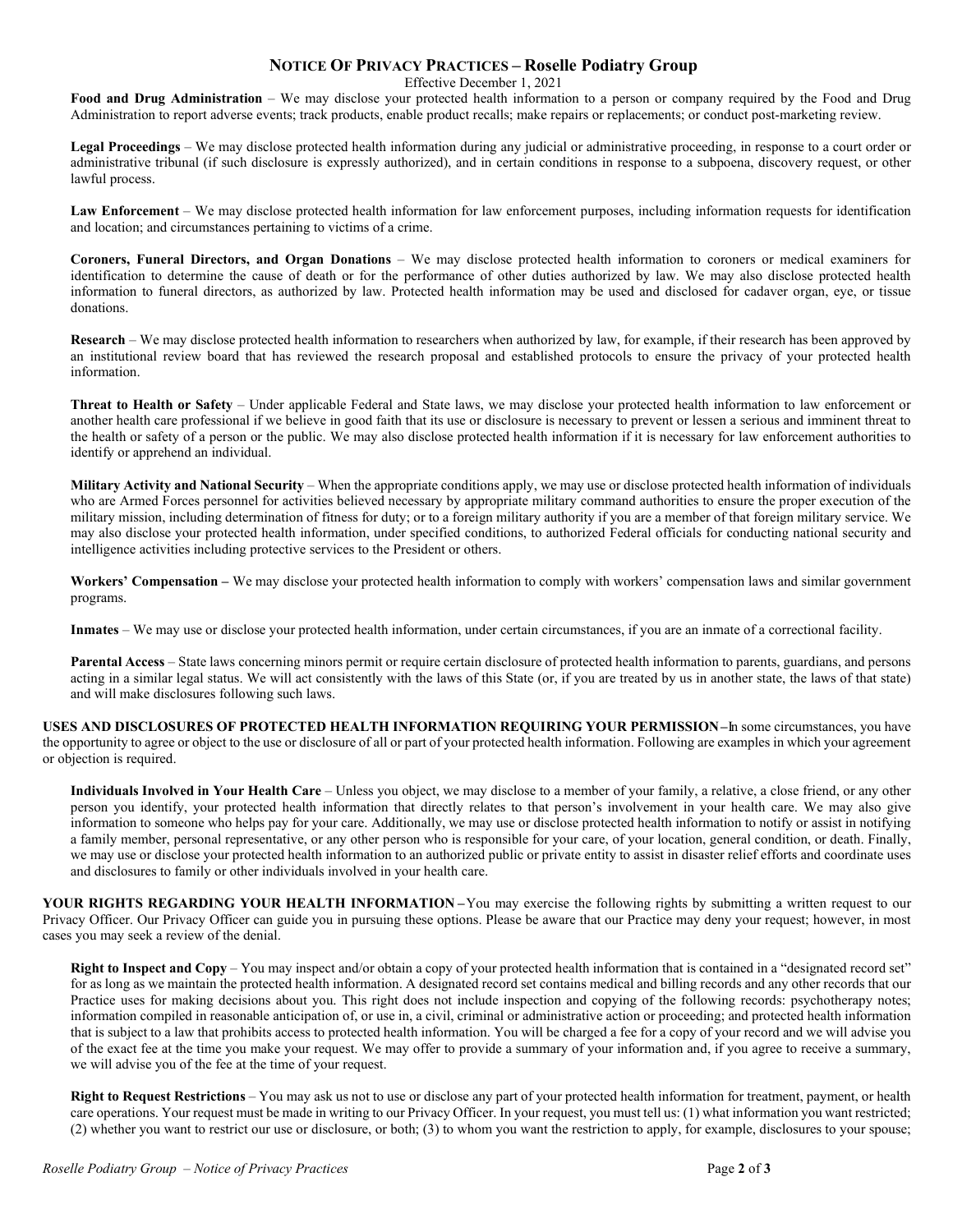# NOTICE OF PRIVACY PRACTICES – Roselle Podiatry Group

Effective December 1, 2021

**Food and Drug Administration** – We may disclose your protected health information to a person or company required by the Food and Drug Administration to report adverse events; track products, enable product recalls; make repairs or replacements; or conduct post-marketing review.

**Legal Proceedings** – We may disclose protected health information during any judicial or administrative proceeding, in response to a court order or administrative tribunal (if such disclosure is expressly authorized), and in certain conditions in response to a subpoena, discovery request, or other lawful process.

**Law Enforcement** – We may disclose protected health information for law enforcement purposes, including information requests for identification and location; and circumstances pertaining to victims of a crime.

**Coroners, Funeral Directors, and Organ Donations** – We may disclose protected health information to coroners or medical examiners for identification to determine the cause of death or for the performance of other duties authorized by law. We may also disclose protected health information to funeral directors, as authorized by law. Protected health information may be used and disclosed for cadaver organ, eye, or tissue donations.

**Research** – We may disclose protected health information to researchers when authorized by law, for example, if their research has been approved by an institutional review board that has reviewed the research proposal and established protocols to ensure the privacy of your protected health information.

**Threat to Health or Safety** – Under applicable Federal and State laws, we may disclose your protected health information to law enforcement or another health care professional if we believe in good faith that its use or disclosure is necessary to prevent or lessen a serious and imminent threat to the health or safety of a person or the public. We may also disclose protected health information if it is necessary for law enforcement authorities to identify or apprehend an individual.

**Military Activity and National Security** – When the appropriate conditions apply, we may use or disclose protected health information of individuals who are Armed Forces personnel for activities believed necessary by appropriate military command authorities to ensure the proper execution of the military mission, including determination of fitness for duty; or to a foreign military authority if you are a member of that foreign military service. We may also disclose your protected health information, under specified conditions, to authorized Federal officials for conducting national security and intelligence activities including protective services to the President or others.

**Workers' Compensation –** We may disclose your protected health information to comply with workers' compensation laws and similar government programs.

**Inmates** – We may use or disclose your protected health information, under certain circumstances, if you are an inmate of a correctional facility.

**Parental Access** – State laws concerning minors permit or require certain disclosure of protected health information to parents, guardians, and persons acting in a similar legal status. We will act consistently with the laws of this State (or, if you are treated by us in another state, the laws of that state) and will make disclosures following such laws.

**USES AND DISCLOSURES OF PROTECTED HEALTH INFORMATION REQUIRING YOUR PERMISSION –** In some circumstances, you have the opportunity to agree or object to the use or disclosure of all or part of your protected health information. Following are examples in which your agreement or objection is required.

**Individuals Involved in Your Health Care** – Unless you object, we may disclose to a member of your family, a relative, a close friend, or any other person you identify, your protected health information that directly relates to that person's involvement in your health care. We may also give information to someone who helps pay for your care. Additionally, we may use or disclose protected health information to notify or assist in notifying a family member, personal representative, or any other person who is responsible for your care, of your location, general condition, or death. Finally, we may use or disclose your protected health information to an authorized public or private entity to assist in disaster relief efforts and coordinate uses and disclosures to family or other individuals involved in your health care.

**YOUR RIGHTS REGARDING YOUR HEALTH INFORMATION –** You may exercise the following rights by submitting a written request to our Privacy Officer. Our Privacy Officer can guide you in pursuing these options. Please be aware that our Practice may deny your request; however, in most cases you may seek a review of the denial.

**Right to Inspect and Copy** – You may inspect and/or obtain a copy of your protected health information that is contained in a "designated record set" for as long as we maintain the protected health information. A designated record set contains medical and billing records and any other records that our Practice uses for making decisions about you. This right does not include inspection and copying of the following records: psychotherapy notes; information compiled in reasonable anticipation of, or use in, a civil, criminal or administrative action or proceeding; and protected health information that is subject to a law that prohibits access to protected health information. You will be charged a fee for a copy of your record and we will advise you of the exact fee at the time you make your request. We may offer to provide a summary of your information and, if you agree to receive a summary, we will advise you of the fee at the time of your request.

**Right to Request Restrictions** – You may ask us not to use or disclose any part of your protected health information for treatment, payment, or health care operations. Your request must be made in writing to our Privacy Officer. In your request, you must tell us: (1) what information you want restricted; (2) whether you want to restrict our use or disclosure, or both; (3) to whom you want the restriction to apply, for example, disclosures to your spouse;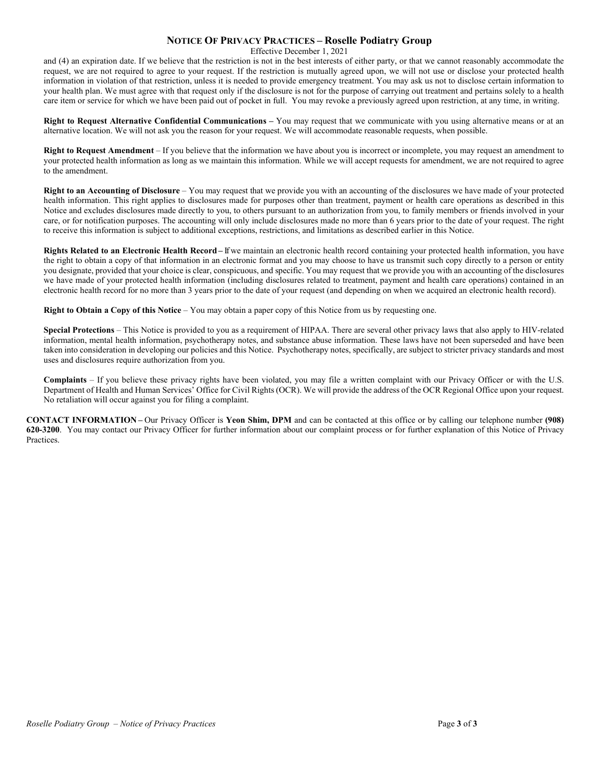and (4) an expiration date. If we believe that the restriction is not in the best interests of either party, or that we cannot reasonably accommodate the request, we are not required to agree to your request. If the restriction is mutually agreed upon, we will not use or disclose your protected health information in violation of that restriction, unless it is needed to provide emergency treatment. You may ask us not to disclose certain information to your health plan. We must agree with that request only if the disclosure is not for the purpose of carrying out treatment and pertains solely to a health care item or service for which we have been paid out of pocket in full. You may revoke a previously agreed upon restriction, at any time, in writing.

**Right to Request Alternative Confidential Communications –** You may request that we communicate with you using alternative means or at an alternative location. We will not ask you the reason for your request. We will accommodate reasonable requests, when possible.

**Right to Request Amendment** – If you believe that the information we have about you is incorrect or incomplete, you may request an amendment to your protected health information as long as we maintain this information. While we will accept requests for amendment, we are not required to agree to the amendment.

**Right to an Accounting of Disclosure** – You may request that we provide you with an accounting of the disclosures we have made of your protected health information. This right applies to disclosures made for purposes other than treatment, payment or health care operations as described in this Notice and excludes disclosures made directly to you, to others pursuant to an authorization from you, to family members or friends involved in your care, or for notification purposes. The accounting will only include disclosures made no more than 6 years prior to the date of your request. The right to receive this information is subject to additional exceptions, restrictions, and limitations as described earlier in this Notice.

**Rights Related to an Electronic Health Record –** If we maintain an electronic health record containing your protected health information, you have the right to obtain a copy of that information in an electronic format and you may choose to have us transmit such copy directly to a person or entity you designate, provided that your choice is clear, conspicuous, and specific. You may request that we provide you with an accounting of the disclosures we have made of your protected health information (including disclosures related to treatment, payment and health care operations) contained in an electronic health record for no more than 3 years prior to the date of your request (and depending on when we acquired an electronic health record).

**Right to Obtain a Copy of this Notice** – You may obtain a paper copy of this Notice from us by requesting one.

**Special Protections** – This Notice is provided to you as a requirement of HIPAA. There are several other privacy laws that also apply to HIV-related information, mental health information, psychotherapy notes, and substance abuse information. These laws have not been superseded and have been taken into consideration in developing our policies and this Notice. Psychotherapy notes, specifically, are subject to stricter privacy standards and most uses and disclosures require authorization from you.

**Complaints** – If you believe these privacy rights have been violated, you may file a written complaint with our Privacy Officer or with the U.S. Department of Health and Human Services' Office for Civil Rights (OCR). We will provide the address of the OCR Regional Office upon your request. No retaliation will occur against you for filing a complaint.

**CONTACT INFORMATION –** Our Privacy Officer is **Yeon Shim, DPM** and can be contacted at this office or by calling our telephone number **(908) 620-3200**. You may contact our Privacy Officer for further information about our complaint process or for further explanation of this Notice of Privacy Practices.